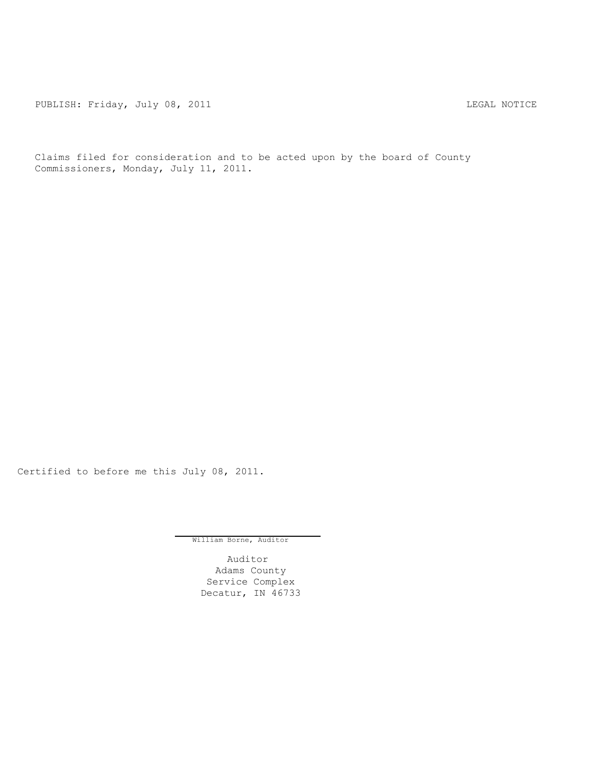PUBLISH: Friday, July 08, 2011 LEGAL NOTICE

Claims filed for consideration and to be acted upon by the board of County Commissioners, Monday, July 11, 2011.

Certified to before me this July 08, 2011.

William Borne, Auditor

Auditor
Adams County
Service Complex
Decatur, IN 46733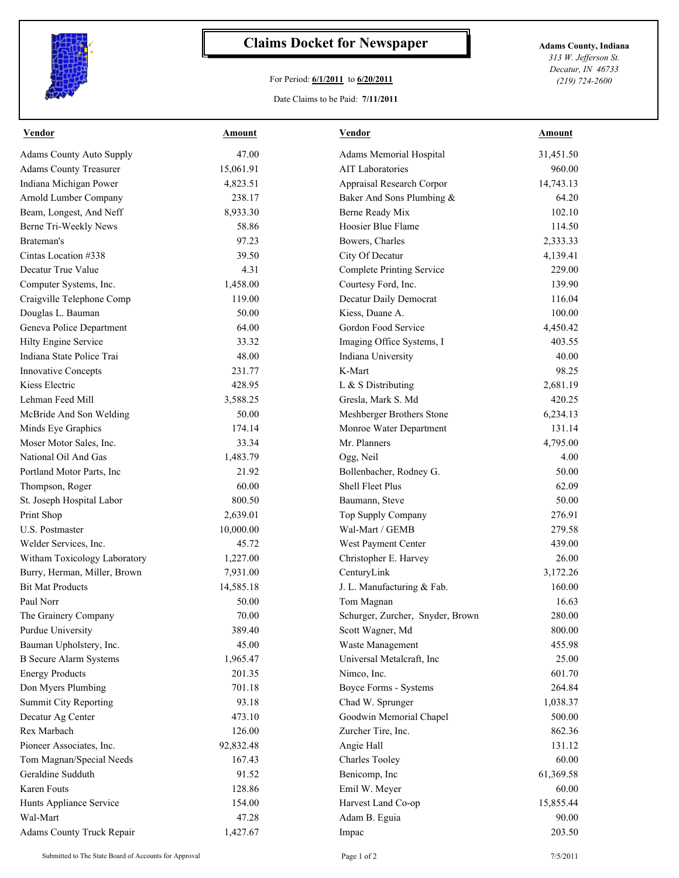# Claims Docket for Newspaper

For Period: **6/1/2011** to **6/20/2011**

Date Claims to be Paid: **7/11/2011**

**Adams County, Indiana**
*313 W. Jefferson St.*
*Decatur, IN 46733*
*(219) 724-2600*

| Vendor | Amount | Vendor | Amount |
|---|---|---|---|
| Adams County Auto Supply | 47.00 | Adams Memorial Hospital | 31,451.50 |
| Adams County Treasurer | 15,061.91 | AIT Laboratories | 960.00 |
| Indiana Michigan Power | 4,823.51 | Appraisal Research Corpor | 14,743.13 |
| Arnold Lumber Company | 238.17 | Baker And Sons Plumbing & | 64.20 |
| Beam, Longest, And Neff | 8,933.30 | Berne Ready Mix | 102.10 |
| Berne Tri-Weekly News | 58.86 | Hoosier Blue Flame | 114.50 |
| Brateman's | 97.23 | Bowers, Charles | 2,333.33 |
| Cintas Location #338 | 39.50 | City Of Decatur | 4,139.41 |
| Decatur True Value | 4.31 | Complete Printing Service | 229.00 |
| Computer Systems, Inc. | 1,458.00 | Courtesy Ford, Inc. | 139.90 |
| Craigville Telephone Comp | 119.00 | Decatur Daily Democrat | 116.04 |
| Douglas L. Bauman | 50.00 | Kiess, Duane A. | 100.00 |
| Geneva Police Department | 64.00 | Gordon Food Service | 4,450.42 |
| Hilty Engine Service | 33.32 | Imaging Office Systems, I | 403.55 |
| Indiana State Police Trai | 48.00 | Indiana University | 40.00 |
| Innovative Concepts | 231.77 | K-Mart | 98.25 |
| Kiess Electric | 428.95 | L & S Distributing | 2,681.19 |
| Lehman Feed Mill | 3,588.25 | Gresla, Mark S. Md | 420.25 |
| McBride And Son Welding | 50.00 | Meshberger Brothers Stone | 6,234.13 |
| Minds Eye Graphics | 174.14 | Monroe Water Department | 131.14 |
| Moser Motor Sales, Inc. | 33.34 | Mr. Planners | 4,795.00 |
| National Oil And Gas | 1,483.79 | Ogg, Neil | 4.00 |
| Portland Motor Parts, Inc | 21.92 | Bollenbacher, Rodney G. | 50.00 |
| Thompson, Roger | 60.00 | Shell Fleet Plus | 62.09 |
| St. Joseph Hospital Labor | 800.50 | Baumann, Steve | 50.00 |
| Print Shop | 2,639.01 | Top Supply Company | 276.91 |
| U.S. Postmaster | 10,000.00 | Wal-Mart / GEMB | 279.58 |
| Welder Services, Inc. | 45.72 | West Payment Center | 439.00 |
| Witham Toxicology Laboratory | 1,227.00 | Christopher E. Harvey | 26.00 |
| Burry, Herman, Miller, Brown | 7,931.00 | CenturyLink | 3,172.26 |
| Bit Mat Products | 14,585.18 | J. L. Manufacturing & Fab. | 160.00 |
| Paul Norr | 50.00 | Tom Magnan | 16.63 |
| The Grainery Company | 70.00 | Schurger, Zurcher, Snyder, Brown | 280.00 |
| Purdue University | 389.40 | Scott Wagner, Md | 800.00 |
| Bauman Upholstery, Inc. | 45.00 | Waste Management | 455.98 |
| B Secure Alarm Systems | 1,965.47 | Universal Metalcraft, Inc | 25.00 |
| Energy Products | 201.35 | Nimco, Inc. | 601.70 |
| Don Myers Plumbing | 701.18 | Boyce Forms - Systems | 264.84 |
| Summit City Reporting | 93.18 | Chad W. Sprunger | 1,038.37 |
| Decatur Ag Center | 473.10 | Goodwin Memorial Chapel | 500.00 |
| Rex Marbach | 126.00 | Zurcher Tire, Inc. | 862.36 |
| Pioneer Associates, Inc. | 92,832.48 | Angie Hall | 131.12 |
| Tom Magnan/Special Needs | 167.43 | Charles Tooley | 60.00 |
| Geraldine Sudduth | 91.52 | Benicomp, Inc | 61,369.58 |
| Karen Fouts | 128.86 | Emil W. Meyer | 60.00 |
| Hunts Appliance Service | 154.00 | Harvest Land Co-op | 15,855.44 |
| Wal-Mart | 47.28 | Adam B. Eguia | 90.00 |
| Adams County Truck Repair | 1,427.67 | Impac | 203.50 |

Submitted to The State Board of Accounts for Approval — 7/5/2011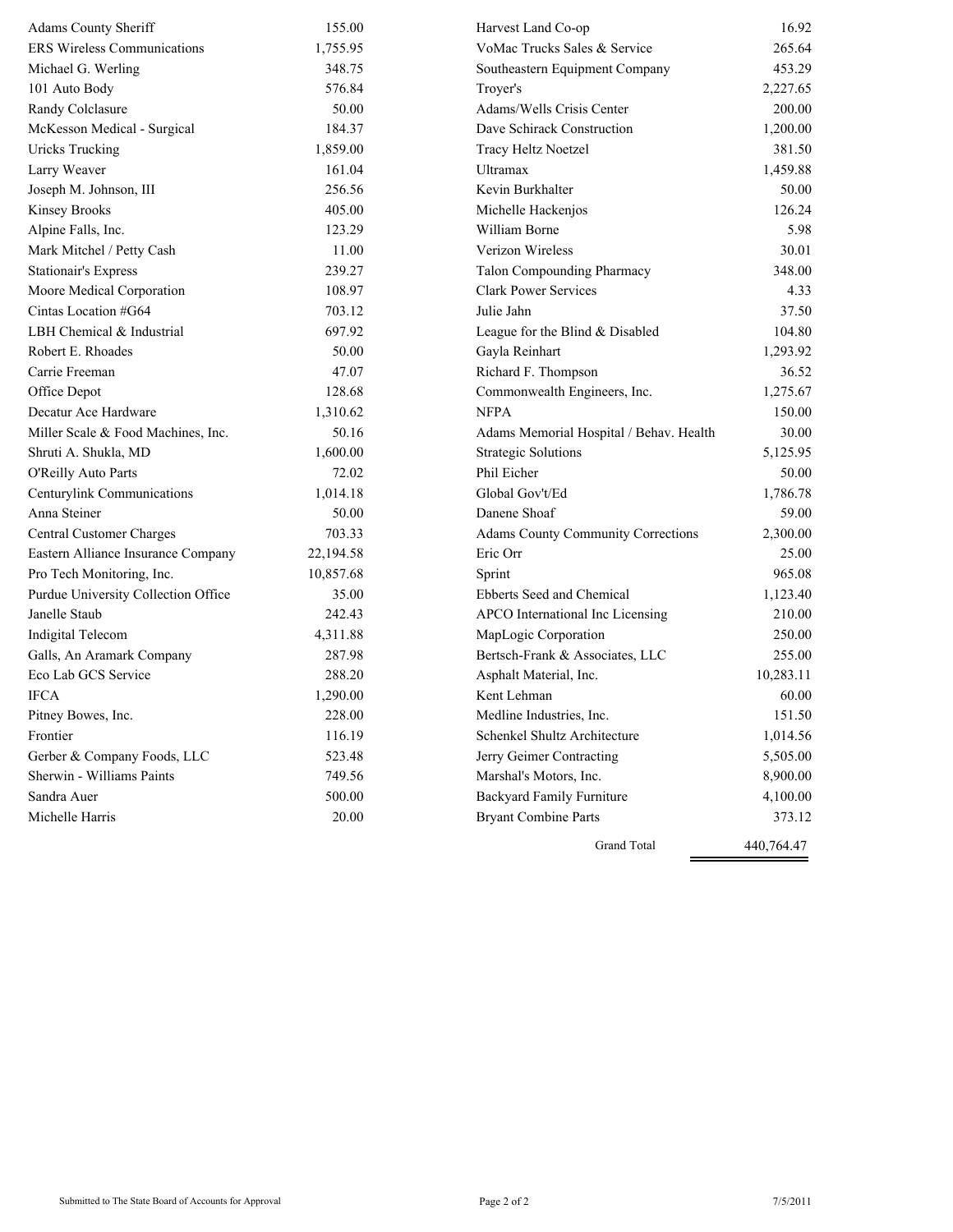| | | | |
|---|---|---|---|
| Adams County Sheriff | 155.00 | Harvest Land Co-op | 16.92 |
| ERS Wireless Communications | 1,755.95 | VoMac Trucks Sales & Service | 265.64 |
| Michael G. Werling | 348.75 | Southeastern Equipment Company | 453.29 |
| 101 Auto Body | 576.84 | Troyer's | 2,227.65 |
| Randy Colclasure | 50.00 | Adams/Wells Crisis Center | 200.00 |
| McKesson Medical - Surgical | 184.37 | Dave Schirack Construction | 1,200.00 |
| Uricks Trucking | 1,859.00 | Tracy Heltz Noetzel | 381.50 |
| Larry Weaver | 161.04 | Ultramax | 1,459.88 |
| Joseph M. Johnson, III | 256.56 | Kevin Burkhalter | 50.00 |
| Kinsey Brooks | 405.00 | Michelle Hackenjos | 126.24 |
| Alpine Falls, Inc. | 123.29 | William Borne | 5.98 |
| Mark Mitchel / Petty Cash | 11.00 | Verizon Wireless | 30.01 |
| Stationair's Express | 239.27 | Talon Compounding Pharmacy | 348.00 |
| Moore Medical Corporation | 108.97 | Clark Power Services | 4.33 |
| Cintas Location #G64 | 703.12 | Julie Jahn | 37.50 |
| LBH Chemical & Industrial | 697.92 | League for the Blind & Disabled | 104.80 |
| Robert E. Rhoades | 50.00 | Gayla Reinhart | 1,293.92 |
| Carrie Freeman | 47.07 | Richard F. Thompson | 36.52 |
| Office Depot | 128.68 | Commonwealth Engineers, Inc. | 1,275.67 |
| Decatur Ace Hardware | 1,310.62 | NFPA | 150.00 |
| Miller Scale & Food Machines, Inc. | 50.16 | Adams Memorial Hospital / Behav. Health | 30.00 |
| Shruti A. Shukla, MD | 1,600.00 | Strategic Solutions | 5,125.95 |
| O'Reilly Auto Parts | 72.02 | Phil Eicher | 50.00 |
| Centurylink Communications | 1,014.18 | Global Gov't/Ed | 1,786.78 |
| Anna Steiner | 50.00 | Danene Shoaf | 59.00 |
| Central Customer Charges | 703.33 | Adams County Community Corrections | 2,300.00 |
| Eastern Alliance Insurance Company | 22,194.58 | Eric Orr | 25.00 |
| Pro Tech Monitoring, Inc. | 10,857.68 | Sprint | 965.08 |
| Purdue University Collection Office | 35.00 | Ebberts Seed and Chemical | 1,123.40 |
| Janelle Staub | 242.43 | APCO International Inc Licensing | 210.00 |
| Indigital Telecom | 4,311.88 | MapLogic Corporation | 250.00 |
| Galls, An Aramark Company | 287.98 | Bertsch-Frank & Associates, LLC | 255.00 |
| Eco Lab GCS Service | 288.20 | Asphalt Material, Inc. | 10,283.11 |
| IFCA | 1,290.00 | Kent Lehman | 60.00 |
| Pitney Bowes, Inc. | 228.00 | Medline Industries, Inc. | 151.50 |
| Frontier | 116.19 | Schenkel Shultz Architecture | 1,014.56 |
| Gerber & Company Foods, LLC | 523.48 | Jerry Geimer Contracting | 5,505.00 |
| Sherwin - Williams Paints | 749.56 | Marshal's Motors, Inc. | 8,900.00 |
| Sandra Auer | 500.00 | Backyard Family Furniture | 4,100.00 |
| Michelle Harris | 20.00 | Bryant Combine Parts | 373.12 |
| | | Grand Total | 440,764.47 |

Submitted to The State Board of Accounts for Approval

7/5/2011